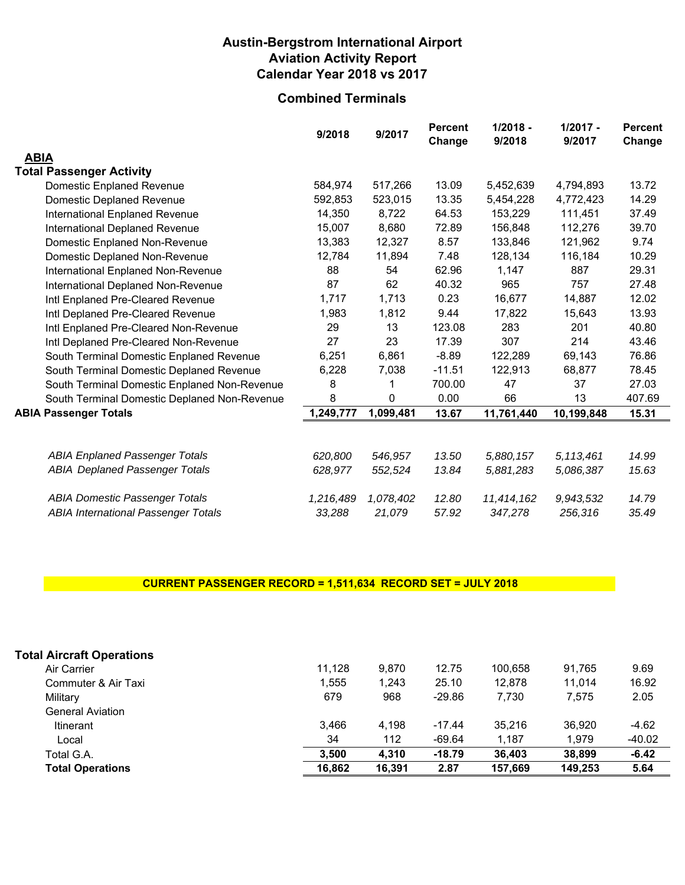# Austin-Bergstrom International Airport
# Aviation Activity Report
# Calendar Year 2018 vs 2017

## Combined Terminals

| | 9/2018 | 9/2017 | Percent Change | 1/2018 - 9/2018 | 1/2017 - 9/2017 | Percent Change |
|---|---|---|---|---|---|---|
| **ABIA** | | | | | | |
| **Total Passenger Activity** | | | | | | |
| Domestic Enplaned Revenue | 584,974 | 517,266 | 13.09 | 5,452,639 | 4,794,893 | 13.72 |
| Domestic Deplaned Revenue | 592,853 | 523,015 | 13.35 | 5,454,228 | 4,772,423 | 14.29 |
| International Enplaned Revenue | 14,350 | 8,722 | 64.53 | 153,229 | 111,451 | 37.49 |
| International Deplaned Revenue | 15,007 | 8,680 | 72.89 | 156,848 | 112,276 | 39.70 |
| Domestic Enplaned Non-Revenue | 13,383 | 12,327 | 8.57 | 133,846 | 121,962 | 9.74 |
| Domestic Deplaned Non-Revenue | 12,784 | 11,894 | 7.48 | 128,134 | 116,184 | 10.29 |
| International Enplaned Non-Revenue | 88 | 54 | 62.96 | 1,147 | 887 | 29.31 |
| International Deplaned Non-Revenue | 87 | 62 | 40.32 | 965 | 757 | 27.48 |
| Intl Enplaned Pre-Cleared Revenue | 1,717 | 1,713 | 0.23 | 16,677 | 14,887 | 12.02 |
| Intl Deplaned Pre-Cleared Revenue | 1,983 | 1,812 | 9.44 | 17,822 | 15,643 | 13.93 |
| Intl Enplaned Pre-Cleared Non-Revenue | 29 | 13 | 123.08 | 283 | 201 | 40.80 |
| Intl Deplaned Pre-Cleared Non-Revenue | 27 | 23 | 17.39 | 307 | 214 | 43.46 |
| South Terminal Domestic Enplaned Revenue | 6,251 | 6,861 | -8.89 | 122,289 | 69,143 | 76.86 |
| South Terminal Domestic Deplaned Revenue | 6,228 | 7,038 | -11.51 | 122,913 | 68,877 | 78.45 |
| South Terminal Domestic Enplaned Non-Revenue | 8 | 1 | 700.00 | 47 | 37 | 27.03 |
| South Terminal Domestic Deplaned Non-Revenue | 8 | 0 | 0.00 | 66 | 13 | 407.69 |
| **ABIA Passenger Totals** | **1,249,777** | **1,099,481** | **13.67** | **11,761,440** | **10,199,848** | **15.31** |
| | | | | | | |
| *ABIA Enplaned Passenger Totals* | *620,800* | *546,957* | *13.50* | *5,880,157* | *5,113,461* | *14.99* |
| *ABIA Deplaned Passenger Totals* | *628,977* | *552,524* | *13.84* | *5,881,283* | *5,086,387* | *15.63* |
| *ABIA Domestic Passenger Totals* | *1,216,489* | *1,078,402* | *12.80* | *11,414,162* | *9,943,532* | *14.79* |
| *ABIA International Passenger Totals* | *33,288* | *21,079* | *57.92* | *347,278* | *256,316* | *35.49* |

**CURRENT PASSENGER RECORD = 1,511,634 RECORD SET = JULY 2018**

| | 9/2018 | 9/2017 | Percent Change | 1/2018 - 9/2018 | 1/2017 - 9/2017 | Percent Change |
|---|---|---|---|---|---|---|
| **Total Aircraft Operations** | | | | | | |
| Air Carrier | 11,128 | 9,870 | 12.75 | 100,658 | 91,765 | 9.69 |
| Commuter & Air Taxi | 1,555 | 1,243 | 25.10 | 12,878 | 11,014 | 16.92 |
| Military | 679 | 968 | -29.86 | 7,730 | 7,575 | 2.05 |
| General Aviation | | | | | | |
| Itinerant | 3,466 | 4,198 | -17.44 | 35,216 | 36,920 | -4.62 |
| Local | 34 | 112 | -69.64 | 1,187 | 1,979 | -40.02 |
| Total G.A. | **3,500** | **4,310** | **-18.79** | **36,403** | **38,899** | **-6.42** |
| **Total Operations** | **16,862** | **16,391** | **2.87** | **157,669** | **149,253** | **5.64** |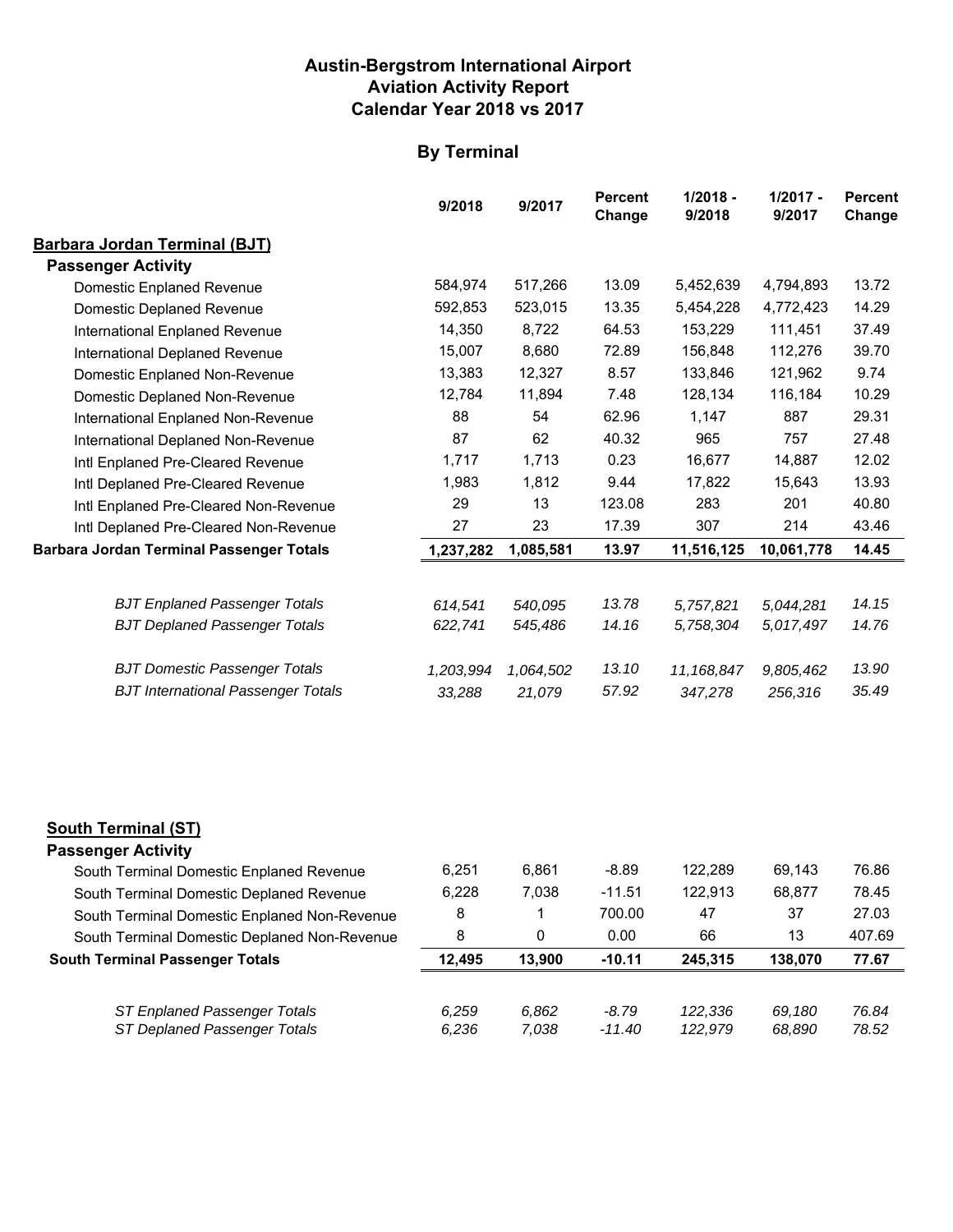# Austin-Bergstrom International Airport
# Aviation Activity Report
# Calendar Year 2018 vs 2017

## By Terminal

| | 9/2018 | 9/2017 | Percent Change | 1/2018 - 9/2018 | 1/2017 - 9/2017 | Percent Change |
|---|---|---|---|---|---|---|
| **Barbara Jordan Terminal (BJT)** | | | | | | |
| **Passenger Activity** | | | | | | |
| Domestic Enplaned Revenue | 584,974 | 517,266 | 13.09 | 5,452,639 | 4,794,893 | 13.72 |
| Domestic Deplaned Revenue | 592,853 | 523,015 | 13.35 | 5,454,228 | 4,772,423 | 14.29 |
| International Enplaned Revenue | 14,350 | 8,722 | 64.53 | 153,229 | 111,451 | 37.49 |
| International Deplaned Revenue | 15,007 | 8,680 | 72.89 | 156,848 | 112,276 | 39.70 |
| Domestic Enplaned Non-Revenue | 13,383 | 12,327 | 8.57 | 133,846 | 121,962 | 9.74 |
| Domestic Deplaned Non-Revenue | 12,784 | 11,894 | 7.48 | 128,134 | 116,184 | 10.29 |
| International Enplaned Non-Revenue | 88 | 54 | 62.96 | 1,147 | 887 | 29.31 |
| International Deplaned Non-Revenue | 87 | 62 | 40.32 | 965 | 757 | 27.48 |
| Intl Enplaned Pre-Cleared Revenue | 1,717 | 1,713 | 0.23 | 16,677 | 14,887 | 12.02 |
| Intl Deplaned Pre-Cleared Revenue | 1,983 | 1,812 | 9.44 | 17,822 | 15,643 | 13.93 |
| Intl Enplaned Pre-Cleared Non-Revenue | 29 | 13 | 123.08 | 283 | 201 | 40.80 |
| Intl Deplaned Pre-Cleared Non-Revenue | 27 | 23 | 17.39 | 307 | 214 | 43.46 |
| **Barbara Jordan Terminal Passenger Totals** | **1,237,282** | **1,085,581** | **13.97** | **11,516,125** | **10,061,778** | **14.45** |
| *BJT Enplaned Passenger Totals* | *614,541* | *540,095* | *13.78* | *5,757,821* | *5,044,281* | *14.15* |
| *BJT Deplaned Passenger Totals* | *622,741* | *545,486* | *14.16* | *5,758,304* | *5,017,497* | *14.76* |
| *BJT Domestic Passenger Totals* | *1,203,994* | *1,064,502* | *13.10* | *11,168,847* | *9,805,462* | *13.90* |
| *BJT International Passenger Totals* | *33,288* | *21,079* | *57.92* | *347,278* | *256,316* | *35.49* |

| | 9/2018 | 9/2017 | Percent Change | 1/2018 - 9/2018 | 1/2017 - 9/2017 | Percent Change |
|---|---|---|---|---|---|---|
| **South Terminal (ST)** | | | | | | |
| **Passenger Activity** | | | | | | |
| South Terminal Domestic Enplaned Revenue | 6,251 | 6,861 | -8.89 | 122,289 | 69,143 | 76.86 |
| South Terminal Domestic Deplaned Revenue | 6,228 | 7,038 | -11.51 | 122,913 | 68,877 | 78.45 |
| South Terminal Domestic Enplaned Non-Revenue | 8 | 1 | 700.00 | 47 | 37 | 27.03 |
| South Terminal Domestic Deplaned Non-Revenue | 8 | 0 | 0.00 | 66 | 13 | 407.69 |
| **South Terminal Passenger Totals** | **12,495** | **13,900** | **-10.11** | **245,315** | **138,070** | **77.67** |
| *ST Enplaned Passenger Totals* | *6,259* | *6,862* | *-8.79* | *122,336* | *69,180* | *76.84* |
| *ST Deplaned Passenger Totals* | *6,236* | *7,038* | *-11.40* | *122,979* | *68,890* | *78.52* |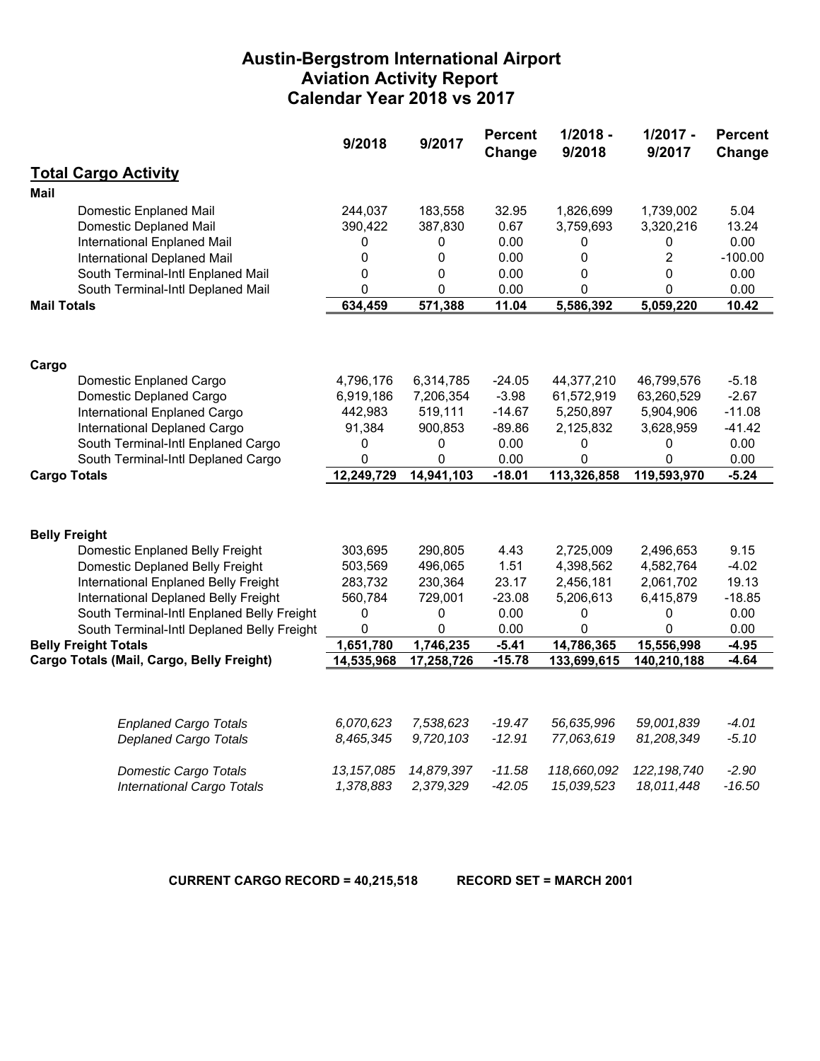# Austin-Bergstrom International Airport
## Aviation Activity Report
## Calendar Year 2018 vs 2017

| | 9/2018 | 9/2017 | Percent Change | 1/2018 - 9/2018 | 1/2017 - 9/2017 | Percent Change |
|---|---|---|---|---|---|---|
| **Total Cargo Activity** | | | | | | |
| **Mail** | | | | | | |
| Domestic Enplaned Mail | 244,037 | 183,558 | 32.95 | 1,826,699 | 1,739,002 | 5.04 |
| Domestic Deplaned Mail | 390,422 | 387,830 | 0.67 | 3,759,693 | 3,320,216 | 13.24 |
| International Enplaned Mail | 0 | 0 | 0.00 | 0 | 0 | 0.00 |
| International Deplaned Mail | 0 | 0 | 0.00 | 0 | 2 | -100.00 |
| South Terminal-Intl Enplaned Mail | 0 | 0 | 0.00 | 0 | 0 | 0.00 |
| South Terminal-Intl Deplaned Mail | 0 | 0 | 0.00 | 0 | 0 | 0.00 |
| **Mail Totals** | **634,459** | **571,388** | **11.04** | **5,586,392** | **5,059,220** | **10.42** |
| **Cargo** | | | | | | |
| Domestic Enplaned Cargo | 4,796,176 | 6,314,785 | -24.05 | 44,377,210 | 46,799,576 | -5.18 |
| Domestic Deplaned Cargo | 6,919,186 | 7,206,354 | -3.98 | 61,572,919 | 63,260,529 | -2.67 |
| International Enplaned Cargo | 442,983 | 519,111 | -14.67 | 5,250,897 | 5,904,906 | -11.08 |
| International Deplaned Cargo | 91,384 | 900,853 | -89.86 | 2,125,832 | 3,628,959 | -41.42 |
| South Terminal-Intl Enplaned Cargo | 0 | 0 | 0.00 | 0 | 0 | 0.00 |
| South Terminal-Intl Deplaned Cargo | 0 | 0 | 0.00 | 0 | 0 | 0.00 |
| **Cargo Totals** | **12,249,729** | **14,941,103** | **-18.01** | **113,326,858** | **119,593,970** | **-5.24** |
| **Belly Freight** | | | | | | |
| Domestic Enplaned Belly Freight | 303,695 | 290,805 | 4.43 | 2,725,009 | 2,496,653 | 9.15 |
| Domestic Deplaned Belly Freight | 503,569 | 496,065 | 1.51 | 4,398,562 | 4,582,764 | -4.02 |
| International Enplaned Belly Freight | 283,732 | 230,364 | 23.17 | 2,456,181 | 2,061,702 | 19.13 |
| International Deplaned Belly Freight | 560,784 | 729,001 | -23.08 | 5,206,613 | 6,415,879 | -18.85 |
| South Terminal-Intl Enplaned Belly Freight | 0 | 0 | 0.00 | 0 | 0 | 0.00 |
| South Terminal-Intl Deplaned Belly Freight | 0 | 0 | 0.00 | 0 | 0 | 0.00 |
| **Belly Freight Totals** | **1,651,780** | **1,746,235** | **-5.41** | **14,786,365** | **15,556,998** | **-4.95** |
| **Cargo Totals (Mail, Cargo, Belly Freight)** | **14,535,968** | **17,258,726** | **-15.78** | **133,699,615** | **140,210,188** | **-4.64** |
| *Enplaned Cargo Totals* | *6,070,623* | *7,538,623* | *-19.47* | *56,635,996* | *59,001,839* | *-4.01* |
| *Deplaned Cargo Totals* | *8,465,345* | *9,720,103* | *-12.91* | *77,063,619* | *81,208,349* | *-5.10* |
| *Domestic Cargo Totals* | *13,157,085* | *14,879,397* | *-11.58* | *118,660,092* | *122,198,740* | *-2.90* |
| *International Cargo Totals* | *1,378,883* | *2,379,329* | *-42.05* | *15,039,523* | *18,011,448* | *-16.50* |

**CURRENT CARGO RECORD = 40,215,518 RECORD SET = MARCH 2001**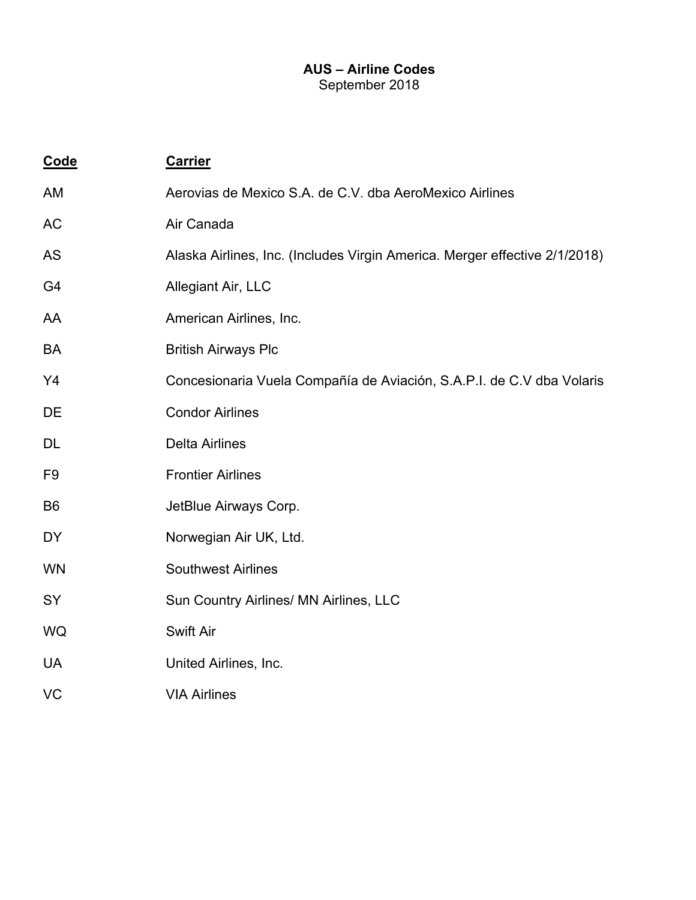**AUS – Airline Codes**
September 2018

| Code | Carrier |
| --- | --- |
| AM | Aerovias de Mexico S.A. de C.V. dba AeroMexico Airlines |
| AC | Air Canada |
| AS | Alaska Airlines, Inc. (Includes Virgin America. Merger effective 2/1/2018) |
| G4 | Allegiant Air, LLC |
| AA | American Airlines, Inc. |
| BA | British Airways Plc |
| Y4 | Concesionaria Vuela Compañía de Aviación, S.A.P.I. de C.V dba Volaris |
| DE | Condor Airlines |
| DL | Delta Airlines |
| F9 | Frontier Airlines |
| B6 | JetBlue Airways Corp. |
| DY | Norwegian Air UK, Ltd. |
| WN | Southwest Airlines |
| SY | Sun Country Airlines/ MN Airlines, LLC |
| WQ | Swift Air |
| UA | United Airlines, Inc. |
| VC | VIA Airlines |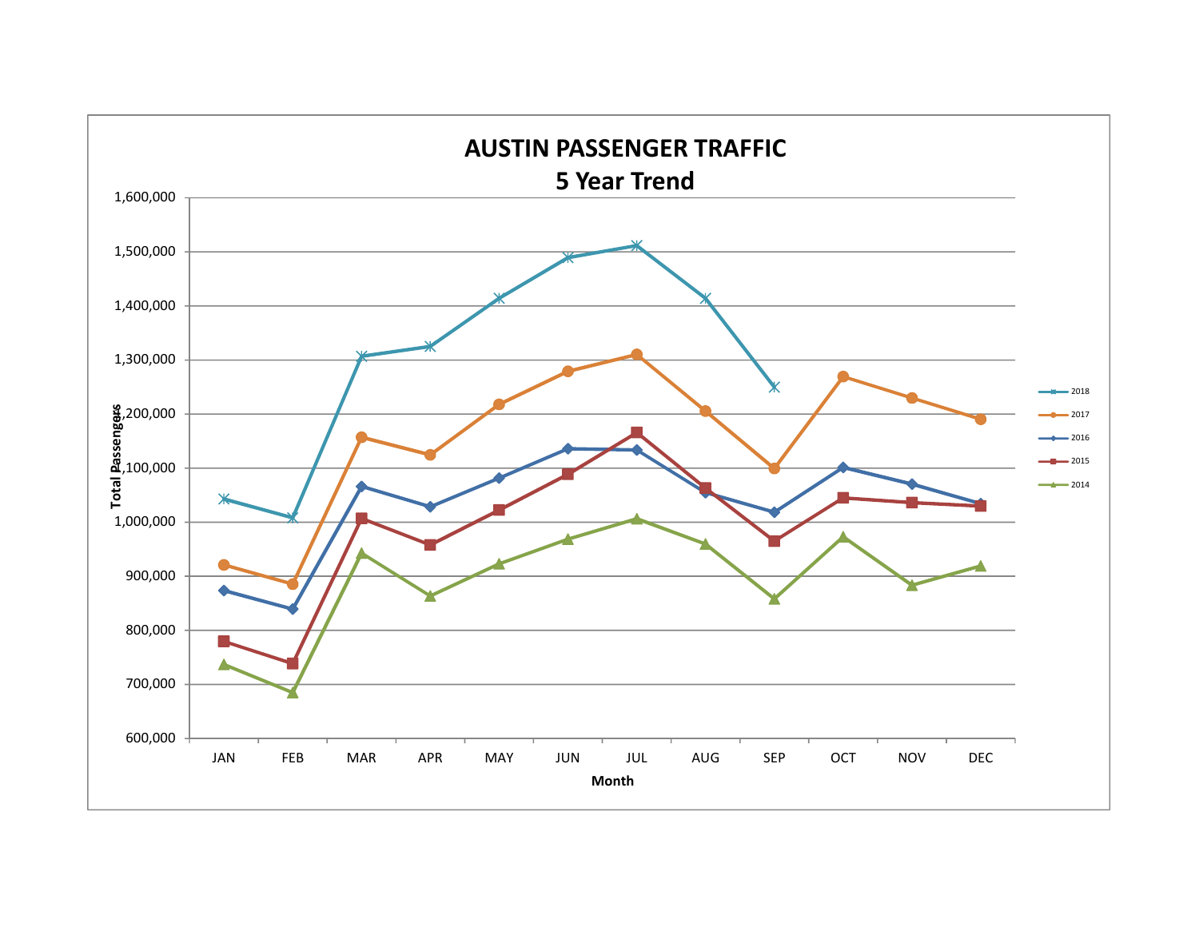# AUSTIN PASSENGER TRAFFIC
## 5 Year Trend

Total Passengers (y-axis: 600,000 – 1,600,000)

Month (x-axis): JAN, FEB, MAR, APR, MAY, JUN, JUL, AUG, SEP, OCT, NOV, DEC

Legend: 2018, 2017, 2016, 2015, 2014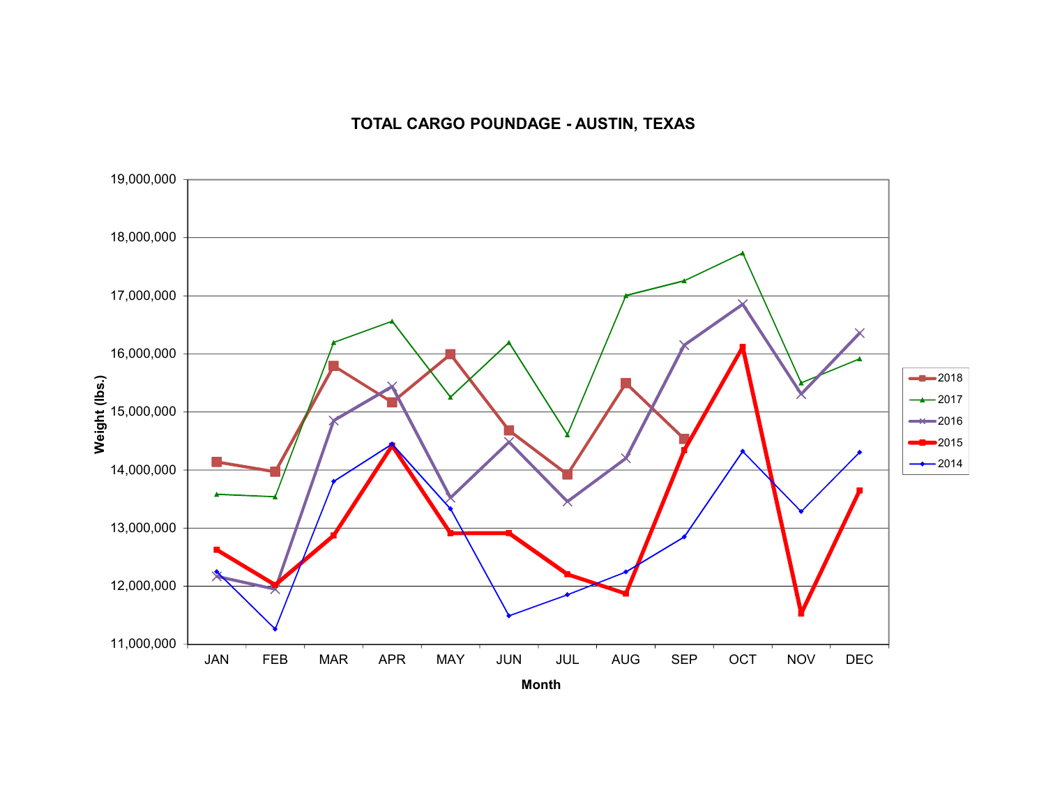**TOTAL CARGO POUNDAGE - AUSTIN, TEXAS**

Weight (lbs.): 19,000,000; 18,000,000; 17,000,000; 16,000,000; 15,000,000; 14,000,000; 13,000,000; 12,000,000; 11,000,000

Month: JAN FEB MAR APR MAY JUN JUL AUG SEP OCT NOV DEC

Legend: 2018, 2017, 2016, 2015, 2014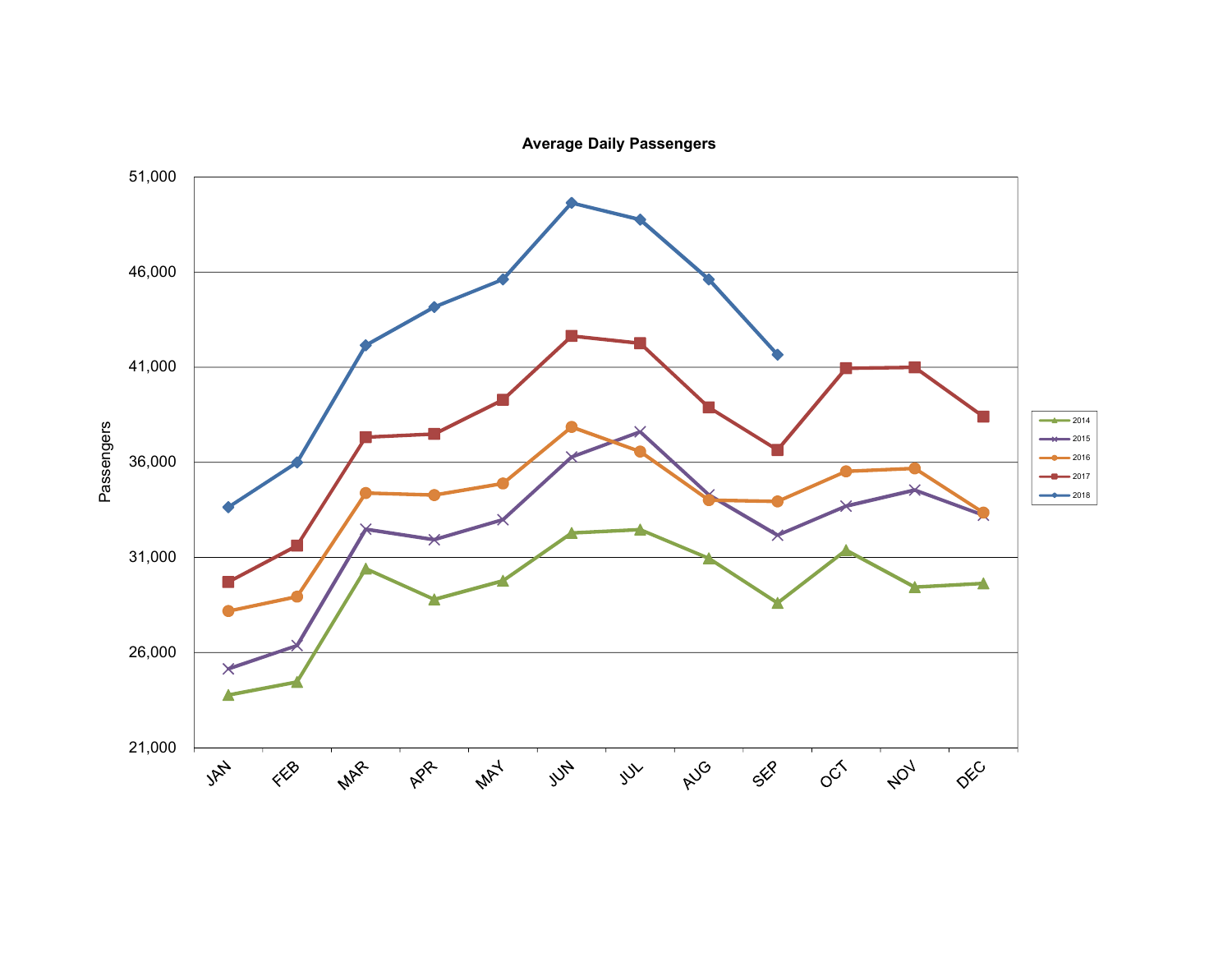**Average Daily Passengers**

Passengers

51,000
46,000
41,000
36,000
31,000
26,000
21,000

JAN FEB MAR APR MAY JUN JUL AUG SEP OCT NOV DEC

2014
2015
2016
2017
2018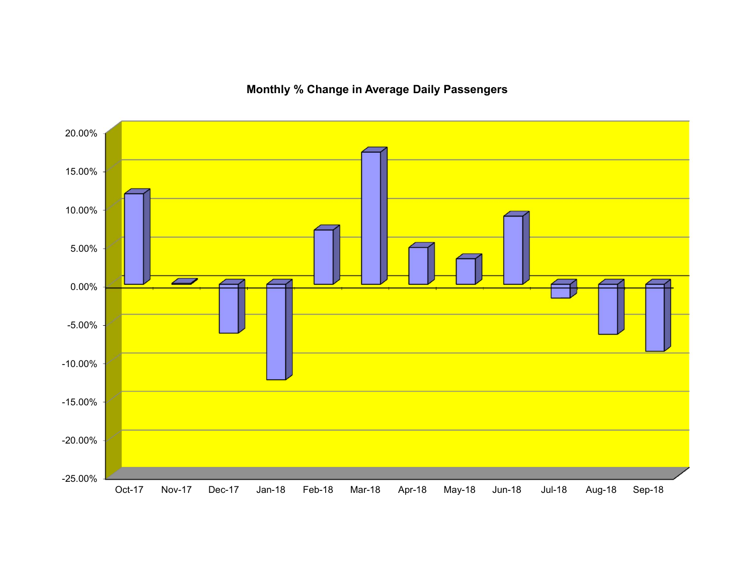## Monthly % Change in Average Daily Passengers

20.00%
15.00%
10.00%
5.00%
0.00%
-5.00%
-10.00%
-15.00%
-20.00%
-25.00%

Oct-17 Nov-17 Dec-17 Jan-18 Feb-18 Mar-18 Apr-18 May-18 Jun-18 Jul-18 Aug-18 Sep-18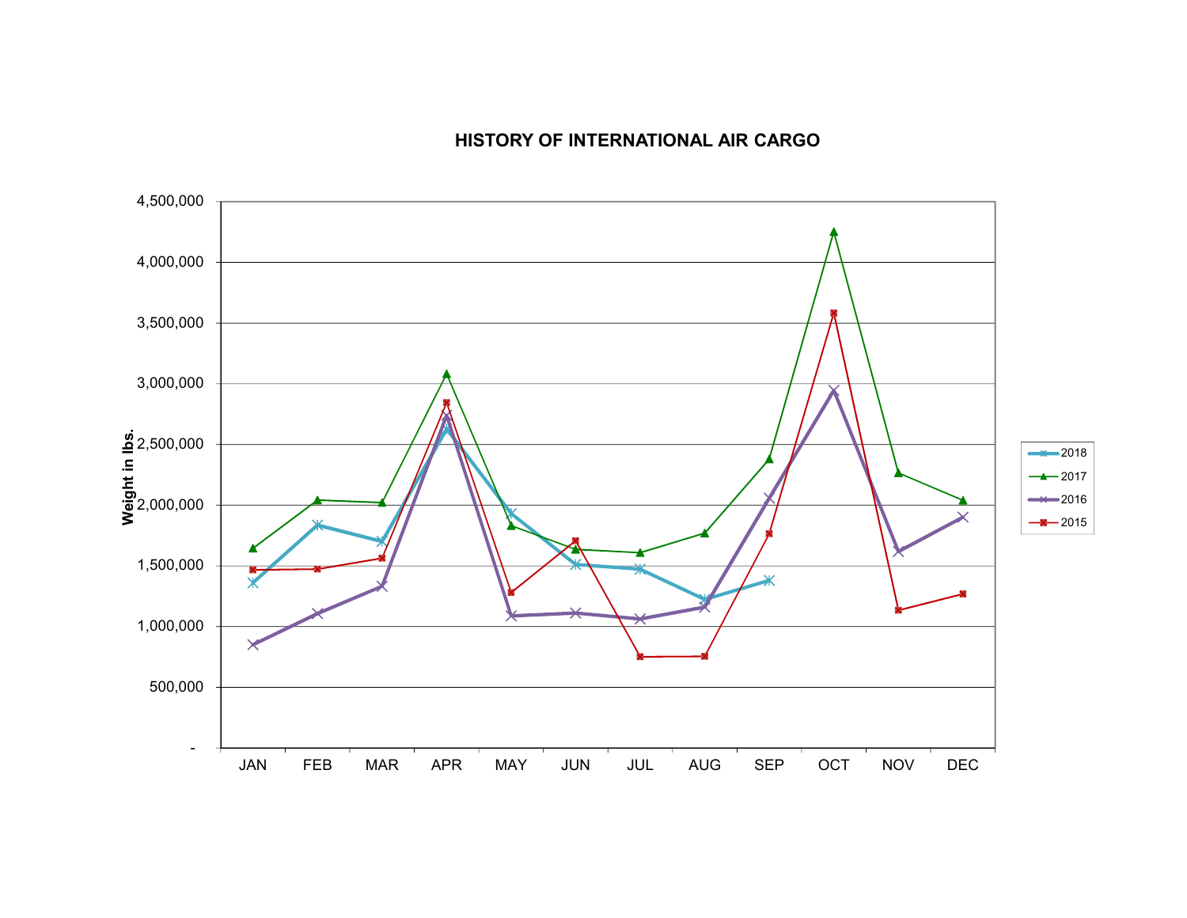# HISTORY OF INTERNATIONAL AIR CARGO

Weight in lbs.

4,500,000
4,000,000
3,500,000
3,000,000
2,500,000
2,000,000
1,500,000
1,000,000
500,000
-

JAN FEB MAR APR MAY JUN JUL AUG SEP OCT NOV DEC

2018
2017
2016
2015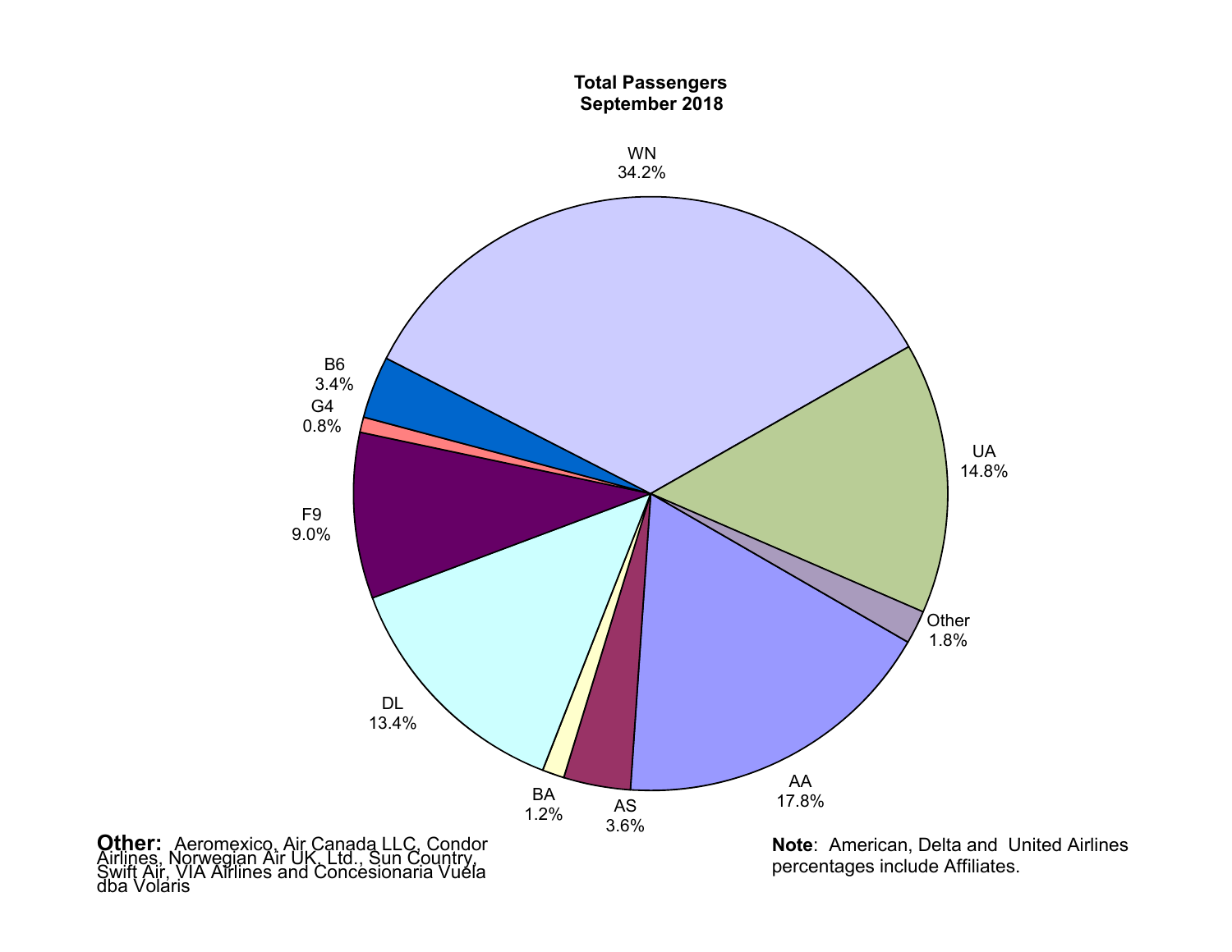**Total Passengers**
**September 2018**

| Carrier | Share |
|---|---|
| WN | 34.2% |
| UA | 14.8% |
| Other | 1.8% |
| AA | 17.8% |
| AS | 3.6% |
| BA | 1.2% |
| DL | 13.4% |
| F9 | 9.0% |
| G4 | 0.8% |
| B6 | 3.4% |

**Other:** Aeromexico, Air Canada LLC, Condor Airlines, Norwegian Air UK, Ltd., Sun Country, Swift Air, VIA Airlines and Concesionaria Vuela dba Volaris

**Note**: American, Delta and United Airlines percentages include Affiliates.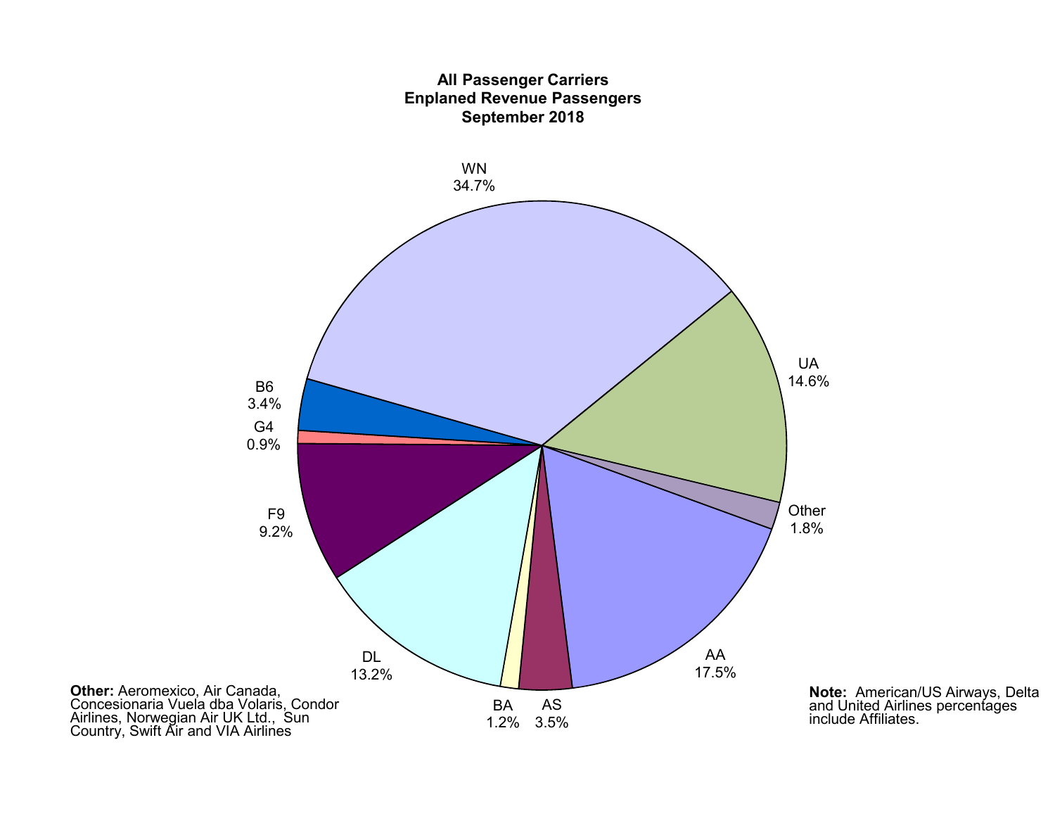**All Passenger Carriers**
**Enplaned Revenue Passengers**
**September 2018**

| Carrier | Share |
|---|---|
| WN | 34.7% |
| UA | 14.6% |
| Other | 1.8% |
| AA | 17.5% |
| AS | 3.5% |
| BA | 1.2% |
| DL | 13.2% |
| F9 | 9.2% |
| G4 | 0.9% |
| B6 | 3.4% |

**Other:** Aeromexico, Air Canada, Concesionaria Vuela dba Volaris, Condor Airlines, Norwegian Air UK Ltd., Sun Country, Swift Air and VIA Airlines

**Note:** American/US Airways, Delta and United Airlines percentages include Affiliates.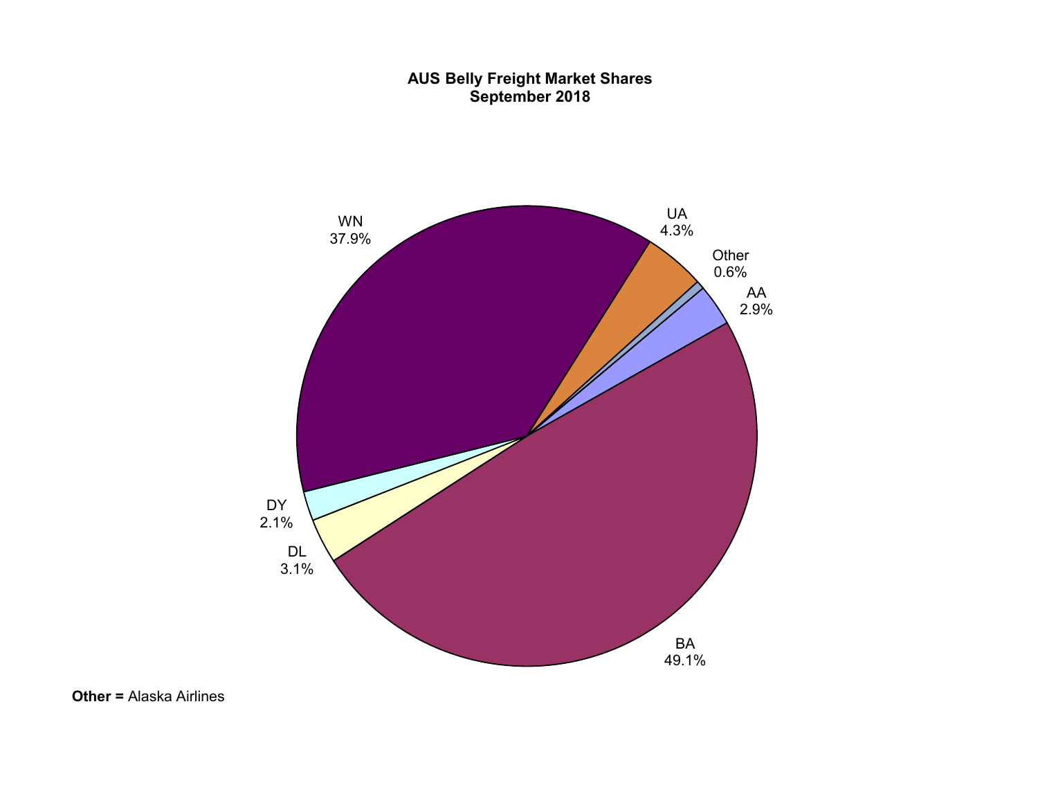**AUS Belly Freight Market Shares**
**September 2018**

WN
37.9%

UA
4.3%

Other
0.6%

AA
2.9%

BA
49.1%

DL
3.1%

DY
2.1%

**Other =** Alaska Airlines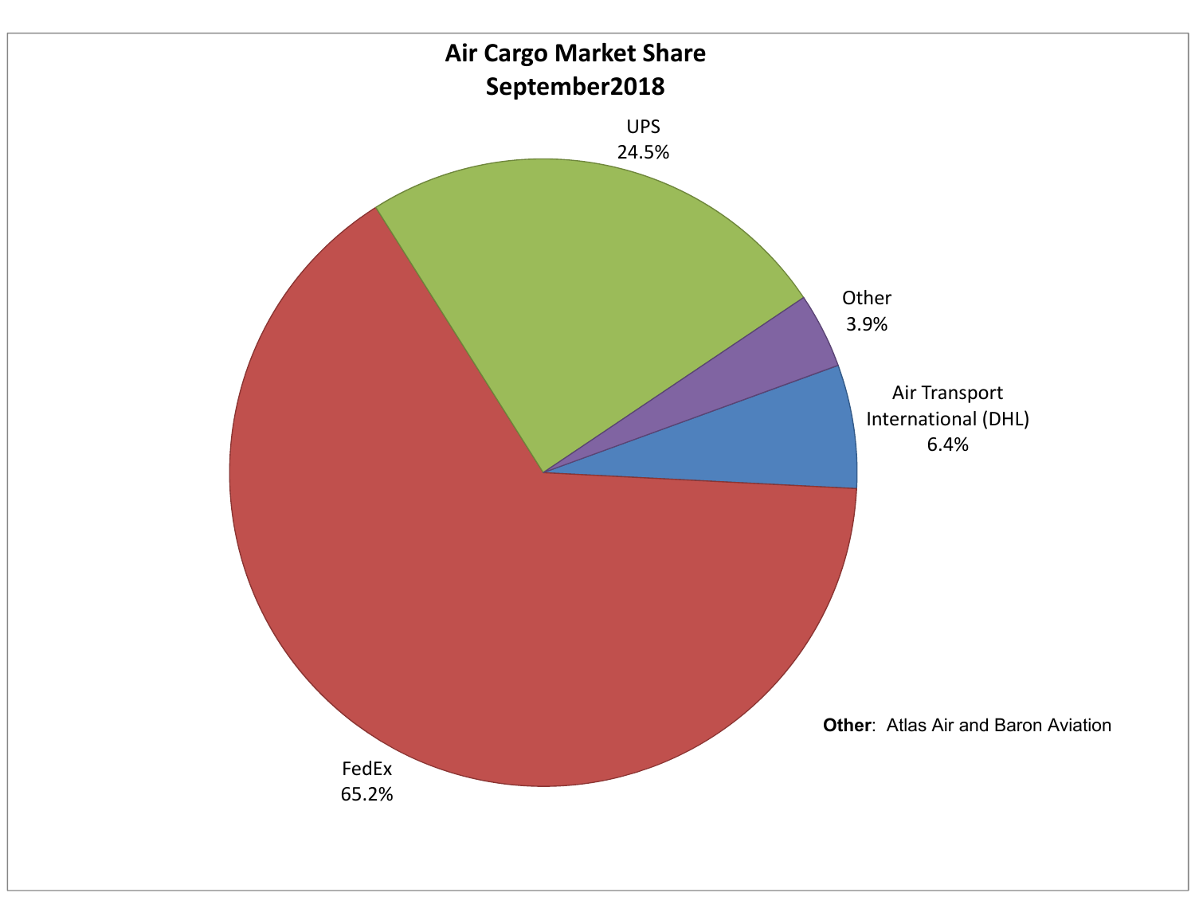## Air Cargo Market Share
## September2018

UPS
24.5%

Other
3.9%

Air Transport International (DHL)
6.4%

FedEx
65.2%

**Other**: Atlas Air and Baron Aviation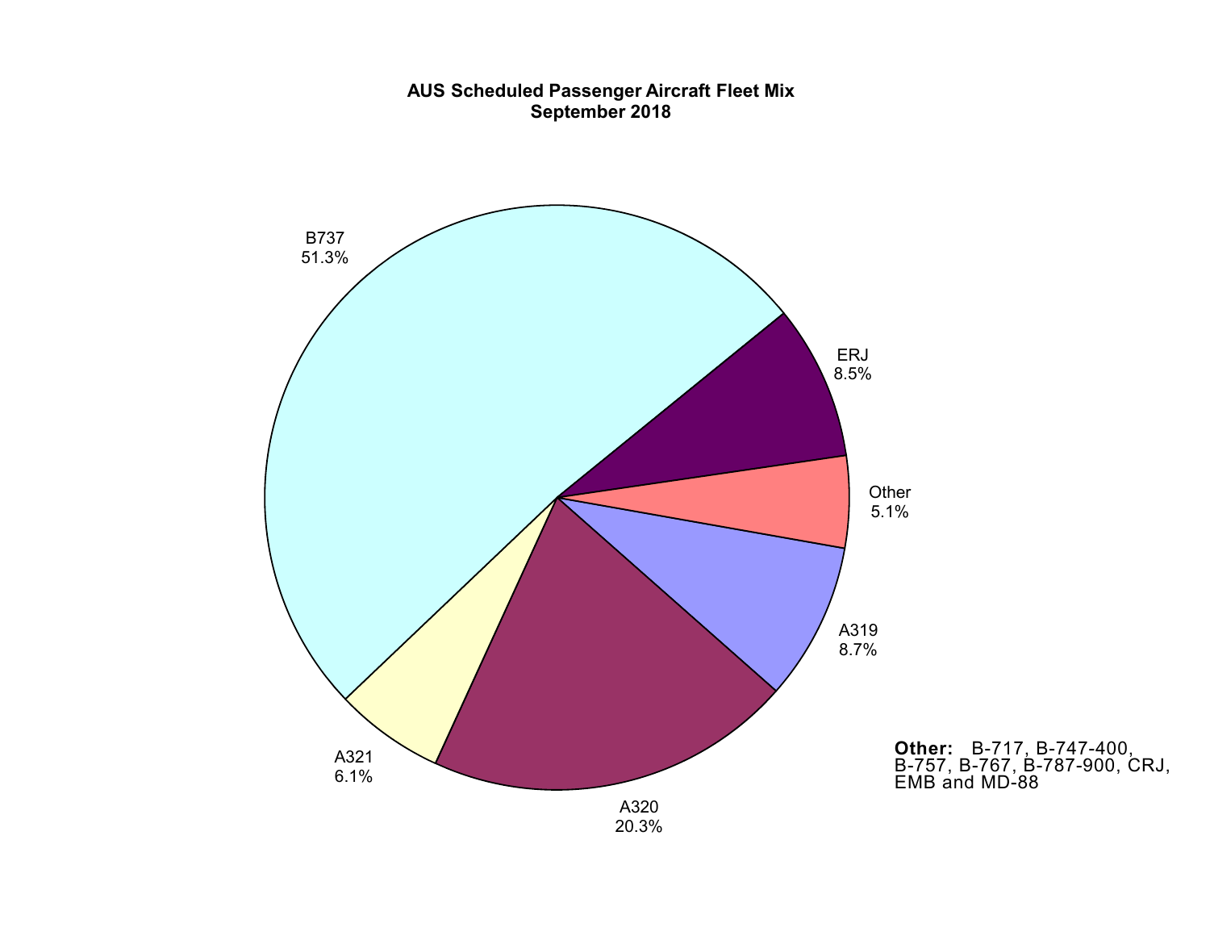**AUS Scheduled Passenger Aircraft Fleet Mix**
**September 2018**

B737
51.3%

ERJ
8.5%

Other
5.1%

A319
8.7%

A320
20.3%

A321
6.1%

**Other:** B-717, B-747-400, B-757, B-767, B-787-900, CRJ, EMB and MD-88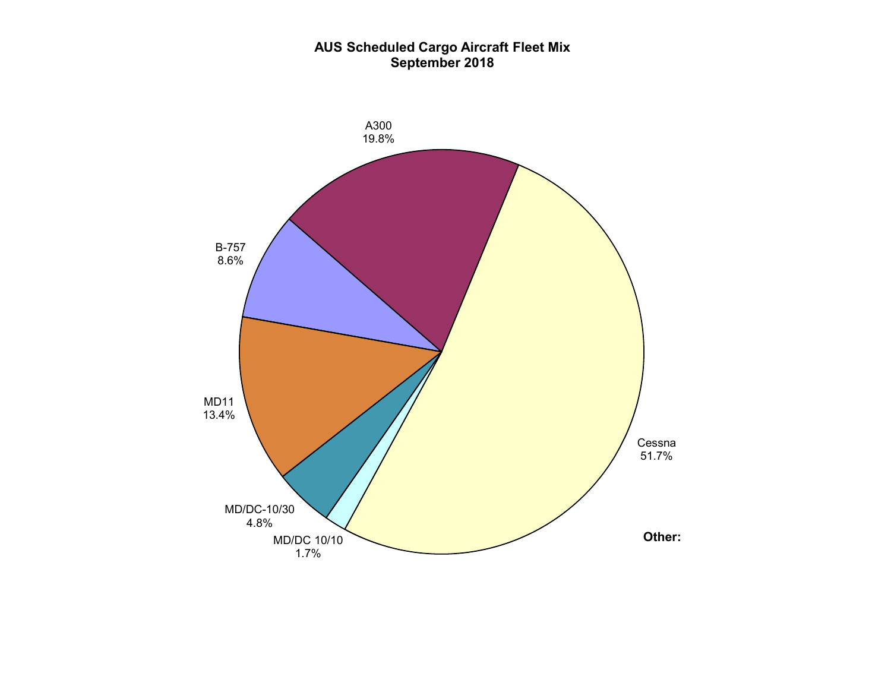**AUS Scheduled Cargo Aircraft Fleet Mix**
**September 2018**

A300
19.8%

B-757
8.6%

MD11
13.4%

MD/DC-10/30
4.8%

MD/DC 10/10
1.7%

Cessna
51.7%

**Other:**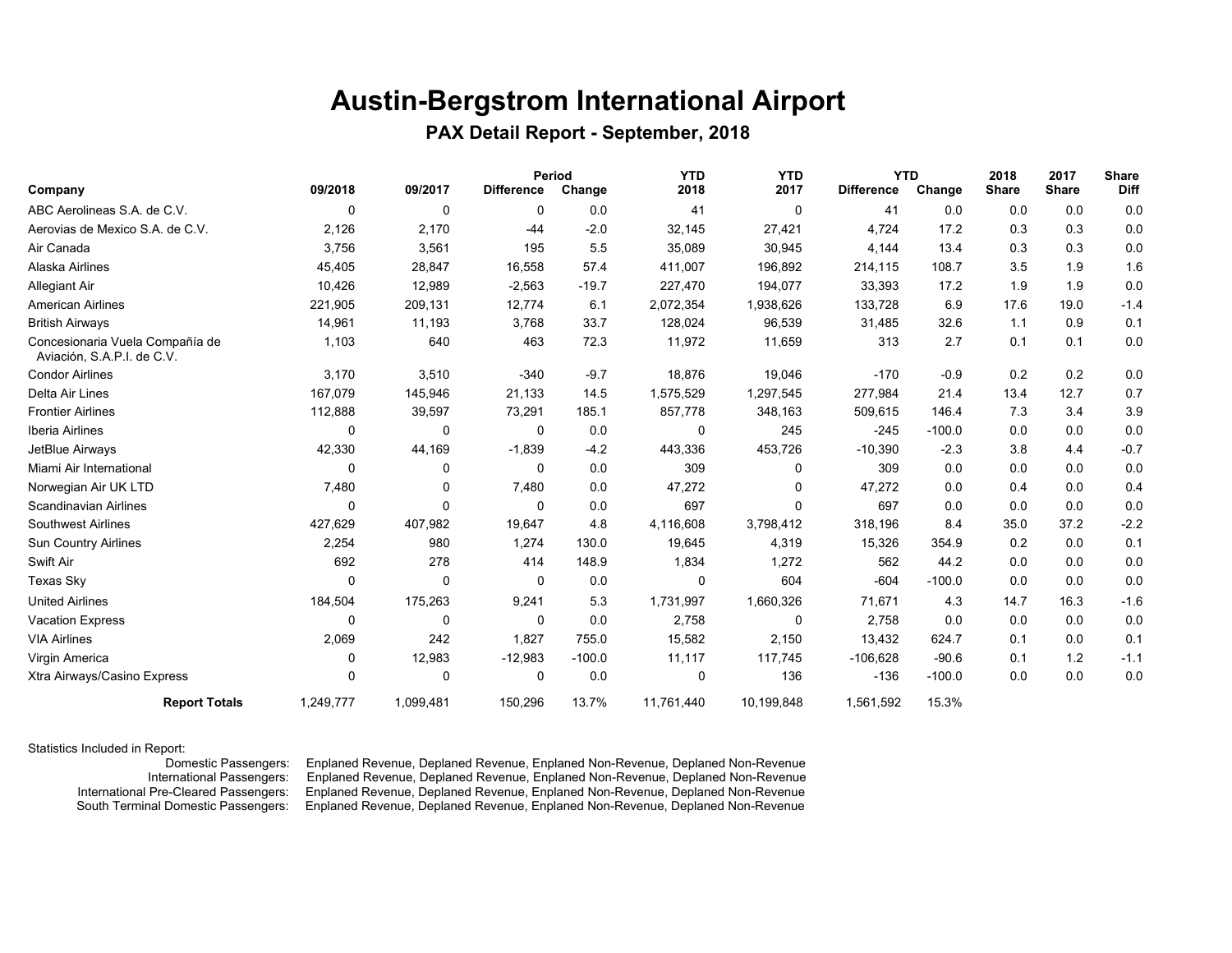# Austin-Bergstrom International Airport

## PAX Detail Report - September, 2018

| Company | 09/2018 | 09/2017 | Period Difference | Period Change | YTD 2018 | YTD 2017 | YTD Difference | YTD Change | 2018 Share | 2017 Share | Share Diff |
|---|---|---|---|---|---|---|---|---|---|---|---|
| ABC Aerolineas S.A. de C.V. | 0 | 0 | 0 | 0.0 | 41 | 0 | 41 | 0.0 | 0.0 | 0.0 | 0.0 |
| Aerovias de Mexico S.A. de C.V. | 2,126 | 2,170 | -44 | -2.0 | 32,145 | 27,421 | 4,724 | 17.2 | 0.3 | 0.3 | 0.0 |
| Air Canada | 3,756 | 3,561 | 195 | 5.5 | 35,089 | 30,945 | 4,144 | 13.4 | 0.3 | 0.3 | 0.0 |
| Alaska Airlines | 45,405 | 28,847 | 16,558 | 57.4 | 411,007 | 196,892 | 214,115 | 108.7 | 3.5 | 1.9 | 1.6 |
| Allegiant Air | 10,426 | 12,989 | -2,563 | -19.7 | 227,470 | 194,077 | 33,393 | 17.2 | 1.9 | 1.9 | 0.0 |
| American Airlines | 221,905 | 209,131 | 12,774 | 6.1 | 2,072,354 | 1,938,626 | 133,728 | 6.9 | 17.6 | 19.0 | -1.4 |
| British Airways | 14,961 | 11,193 | 3,768 | 33.7 | 128,024 | 96,539 | 31,485 | 32.6 | 1.1 | 0.9 | 0.1 |
| Concesionaria Vuela Compañía de Aviación, S.A.P.I. de C.V. | 1,103 | 640 | 463 | 72.3 | 11,972 | 11,659 | 313 | 2.7 | 0.1 | 0.1 | 0.0 |
| Condor Airlines | 3,170 | 3,510 | -340 | -9.7 | 18,876 | 19,046 | -170 | -0.9 | 0.2 | 0.2 | 0.0 |
| Delta Air Lines | 167,079 | 145,946 | 21,133 | 14.5 | 1,575,529 | 1,297,545 | 277,984 | 21.4 | 13.4 | 12.7 | 0.7 |
| Frontier Airlines | 112,888 | 39,597 | 73,291 | 185.1 | 857,778 | 348,163 | 509,615 | 146.4 | 7.3 | 3.4 | 3.9 |
| Iberia Airlines | 0 | 0 | 0 | 0.0 | 0 | 245 | -245 | -100.0 | 0.0 | 0.0 | 0.0 |
| JetBlue Airways | 42,330 | 44,169 | -1,839 | -4.2 | 443,336 | 453,726 | -10,390 | -2.3 | 3.8 | 4.4 | -0.7 |
| Miami Air International | 0 | 0 | 0 | 0.0 | 309 | 0 | 309 | 0.0 | 0.0 | 0.0 | 0.0 |
| Norwegian Air UK LTD | 7,480 | 0 | 7,480 | 0.0 | 47,272 | 0 | 47,272 | 0.0 | 0.4 | 0.0 | 0.4 |
| Scandinavian Airlines | 0 | 0 | 0 | 0.0 | 697 | 0 | 697 | 0.0 | 0.0 | 0.0 | 0.0 |
| Southwest Airlines | 427,629 | 407,982 | 19,647 | 4.8 | 4,116,608 | 3,798,412 | 318,196 | 8.4 | 35.0 | 37.2 | -2.2 |
| Sun Country Airlines | 2,254 | 980 | 1,274 | 130.0 | 19,645 | 4,319 | 15,326 | 354.9 | 0.2 | 0.0 | 0.1 |
| Swift Air | 692 | 278 | 414 | 148.9 | 1,834 | 1,272 | 562 | 44.2 | 0.0 | 0.0 | 0.0 |
| Texas Sky | 0 | 0 | 0 | 0.0 | 0 | 604 | -604 | -100.0 | 0.0 | 0.0 | 0.0 |
| United Airlines | 184,504 | 175,263 | 9,241 | 5.3 | 1,731,997 | 1,660,326 | 71,671 | 4.3 | 14.7 | 16.3 | -1.6 |
| Vacation Express | 0 | 0 | 0 | 0.0 | 2,758 | 0 | 2,758 | 0.0 | 0.0 | 0.0 | 0.0 |
| VIA Airlines | 2,069 | 242 | 1,827 | 755.0 | 15,582 | 2,150 | 13,432 | 624.7 | 0.1 | 0.0 | 0.1 |
| Virgin America | 0 | 12,983 | -12,983 | -100.0 | 11,117 | 117,745 | -106,628 | -90.6 | 0.1 | 1.2 | -1.1 |
| Xtra Airways/Casino Express | 0 | 0 | 0 | 0.0 | 0 | 136 | -136 | -100.0 | 0.0 | 0.0 | 0.0 |
| **Report Totals** | 1,249,777 | 1,099,481 | 150,296 | 13.7% | 11,761,440 | 10,199,848 | 1,561,592 | 15.3% | | | |

Statistics Included in Report:

Domestic Passengers: Enplaned Revenue, Deplaned Revenue, Enplaned Non-Revenue, Deplaned Non-Revenue
International Passengers: Enplaned Revenue, Deplaned Revenue, Enplaned Non-Revenue, Deplaned Non-Revenue
International Pre-Cleared Passengers: Enplaned Revenue, Deplaned Revenue, Enplaned Non-Revenue, Deplaned Non-Revenue
South Terminal Domestic Passengers: Enplaned Revenue, Deplaned Revenue, Enplaned Non-Revenue, Deplaned Non-Revenue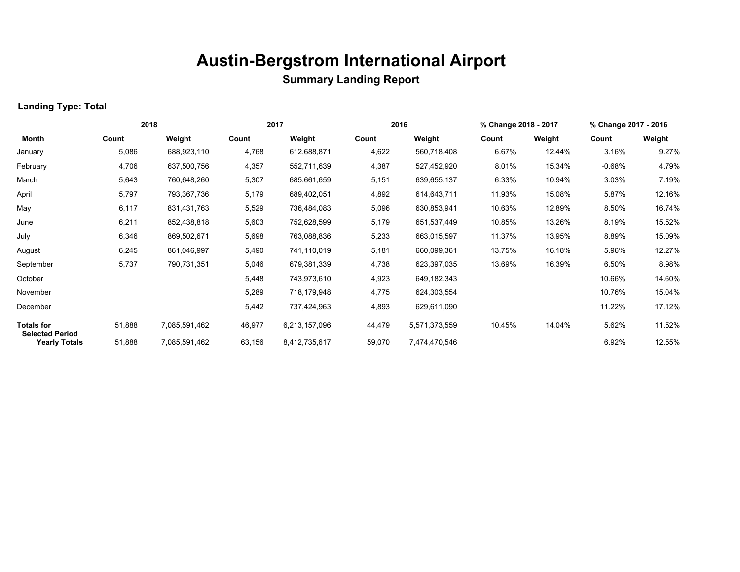# Austin-Bergstrom International Airport

## Summary Landing Report

**Landing Type: Total**

| | 2018 | | 2017 | | 2016 | | % Change 2018 - 2017 | | % Change 2017 - 2016 | |
|---|---|---|---|---|---|---|---|---|---|---|
| **Month** | **Count** | **Weight** | **Count** | **Weight** | **Count** | **Weight** | **Count** | **Weight** | **Count** | **Weight** |
| January | 5,086 | 688,923,110 | 4,768 | 612,688,871 | 4,622 | 560,718,408 | 6.67% | 12.44% | 3.16% | 9.27% |
| February | 4,706 | 637,500,756 | 4,357 | 552,711,639 | 4,387 | 527,452,920 | 8.01% | 15.34% | -0.68% | 4.79% |
| March | 5,643 | 760,648,260 | 5,307 | 685,661,659 | 5,151 | 639,655,137 | 6.33% | 10.94% | 3.03% | 7.19% |
| April | 5,797 | 793,367,736 | 5,179 | 689,402,051 | 4,892 | 614,643,711 | 11.93% | 15.08% | 5.87% | 12.16% |
| May | 6,117 | 831,431,763 | 5,529 | 736,484,083 | 5,096 | 630,853,941 | 10.63% | 12.89% | 8.50% | 16.74% |
| June | 6,211 | 852,438,818 | 5,603 | 752,628,599 | 5,179 | 651,537,449 | 10.85% | 13.26% | 8.19% | 15.52% |
| July | 6,346 | 869,502,671 | 5,698 | 763,088,836 | 5,233 | 663,015,597 | 11.37% | 13.95% | 8.89% | 15.09% |
| August | 6,245 | 861,046,997 | 5,490 | 741,110,019 | 5,181 | 660,099,361 | 13.75% | 16.18% | 5.96% | 12.27% |
| September | 5,737 | 790,731,351 | 5,046 | 679,381,339 | 4,738 | 623,397,035 | 13.69% | 16.39% | 6.50% | 8.98% |
| October | | | 5,448 | 743,973,610 | 4,923 | 649,182,343 | | | 10.66% | 14.60% |
| November | | | 5,289 | 718,179,948 | 4,775 | 624,303,554 | | | 10.76% | 15.04% |
| December | | | 5,442 | 737,424,963 | 4,893 | 629,611,090 | | | 11.22% | 17.12% |
| **Totals for Selected Period** | 51,888 | 7,085,591,462 | 46,977 | 6,213,157,096 | 44,479 | 5,571,373,559 | 10.45% | 14.04% | 5.62% | 11.52% |
| **Yearly Totals** | 51,888 | 7,085,591,462 | 63,156 | 8,412,735,617 | 59,070 | 7,474,470,546 | | | 6.92% | 12.55% |